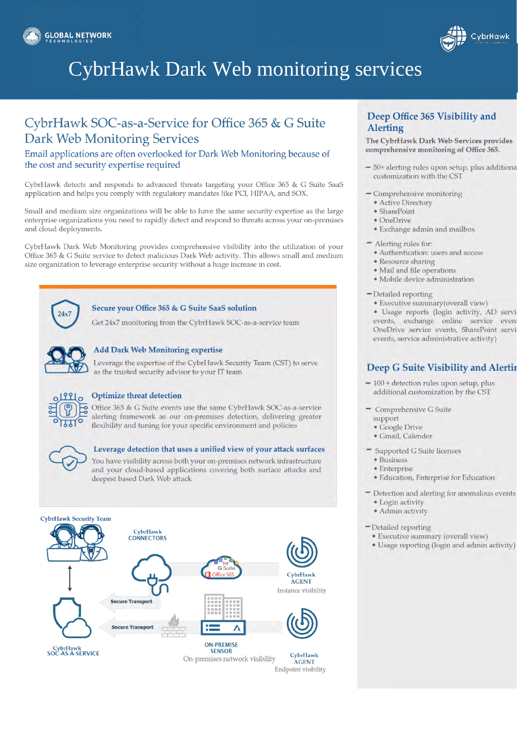GLOBAL NETWORK TECHNOLOGIES

CybrHawk

# CybrHawk Dark Web monitoring services

## CybrHawk SOC-as-a-Service for Office 365 & G Suite Dark Web Monitoring Services

### Email applications are often overlooked for Dark Web Monitoring because of the cost and security expertise required

CybrHawk detects and responds to advanced threats targeting your Office 365 & G Suite SaaS application and helps you comply with regulatory mandates like PCI, HIPAA, and SOX.

Small and medium size organizations will be able to have the same security expertise as the large enterprise organizations you need to rapidly detect and respond to threats across your on-premises and cloud deployments.

CybrHawk Dark Web Monitoring provides comprehensive visibility into the utilization of your Office 365 & G Suite service to detect malicious Dark Web activity. This allows small and medium size organization to leverage enterprise security without a huge increase in cost.

**Secure your Office 365 & G Suite SaaS solution**

Get 24x7 monitoring from the CybrHawk SOC-as-a-service team

**Add Dark Web Monitoring expertise**

Leverage the expertise of the CybrHawk Security Team (CST) to serve as the trusted security advisor to your IT team

**Optimize threat detection**

Office 365 & G Suite events use the same CybrHawk SOC-as-a-service alerting framework as our on-premises detection, delivering greater flexibility and tuning for your specific environment and policies

**Leverage detection that uses a unified view of your attack surfaces**

You have visibility across both your on-premises network infrastructure and your cloud-based applications covering both surface attacks and deepest based Dark Web attack

CybrHawk Security Team

CybrHawk CONNECTORS

G Suite Office 365

CybrHawk AGENT
Instance visibility

Secure Transport

Secure Transport

CybrHawk SOC-AS-A-SERVICE

ON-PREMISE SENSOR
On-premises network visibility

CybrHawk AGENT
Endpoint visibility

## Deep Office 365 Visibility and Alerting

The CybrHawk Dark Web Services provides comprehensive monitoring of Office 365.

- 50+ alerting rules upon setup, plus additiona customization with the CST
- Comprehensive monitoring
  - Active Directory
  - SharePoint
  - OneDrive
  - Exchange admin and mailbox
- Alerting rules for:
  - Authentication: users and access
  - Resource sharing
  - Mail and file operations
  - Mobile device administration
- Detailed reporting
  - Executive summary(overall view)
  - Usage reports (login activity, AD servi events, exchange online service even OneDrive service events, SharePoint servi events, service administrative activity)

## Deep G Suite Visibility and Alertin

- 100 + detection rules upon setup, plus additional customization by the CST
- Comprehensive G Suite support
  - Google Drive
  - Gmail, Calender
- Supported G Suite licenses
  - Business
  - Enterprise
  - Education, Enterprise for Education
- Detection and alerting for anomalous events
  - Login activity
  - Admin activity
- Detailed reporting
  - Executive summary (overall view)
  - Usage reporting (login and admin activity)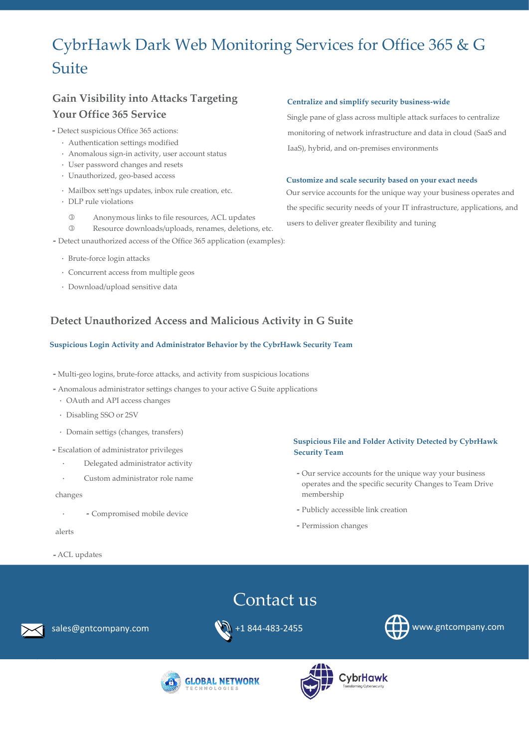# CybrHawk Dark Web Monitoring Services for Office 365 & G Suite

## Gain Visibility into Attacks Targeting Your Office 365 Service

- Detect suspicious Office 365 actions:
  - Authentication settings modified
  - Anomalous sign-in activity, user account status
  - User password changes and resets
  - Unauthorized, geo-based access
  - Mailbox sett'ngs updates, inbox rule creation, etc.
  - DLP rule violations
    - Anonymous links to file resources, ACL updates
    - Resource downloads/uploads, renames, deletions, etc.
- Detect unauthorized access of the Office 365 application (examples):
  - Brute-force login attacks
  - Concurrent access from multiple geos
  - Download/upload sensitive data

**Centralize and simplify security business-wide**

Single pane of glass across multiple attack surfaces to centralize monitoring of network infrastructure and data in cloud (SaaS and IaaS), hybrid, and on-premises environments

**Customize and scale security based on your exact needs**

Our service accounts for the unique way your business operates and the specific security needs of your IT infrastructure, applications, and users to deliver greater flexibility and tuning

## Detect Unauthorized Access and Malicious Activity in G Suite

**Suspicious Login Activity and Administrator Behavior by the CybrHawk Security Team**

- Multi-geo logins, brute-force attacks, and activity from suspicious locations
- Anomalous administrator settings changes to your active G Suite applications
  - OAuth and API access changes
  - Disabling SSO or 2SV
  - Domain settigs (changes, transfers)
- Escalation of administrator privileges
  - Delegated administrator activity
  - Custom administrator role name changes
  - Compromised mobile device alerts
- ACL updates

**Suspicious File and Folder Activity Detected by CybrHawk Security Team**

- Our service accounts for the unique way your business operates and the specific security Changes to Team Drive membership
- Publicly accessible link creation
- Permission changes

## Contact us

sales@gntcompany.com

+1 844-483-2455

www.gntcompany.com

GLOBAL NETWORK TECHNOLOGIES

CybrHawk Transforming Cybersecurity